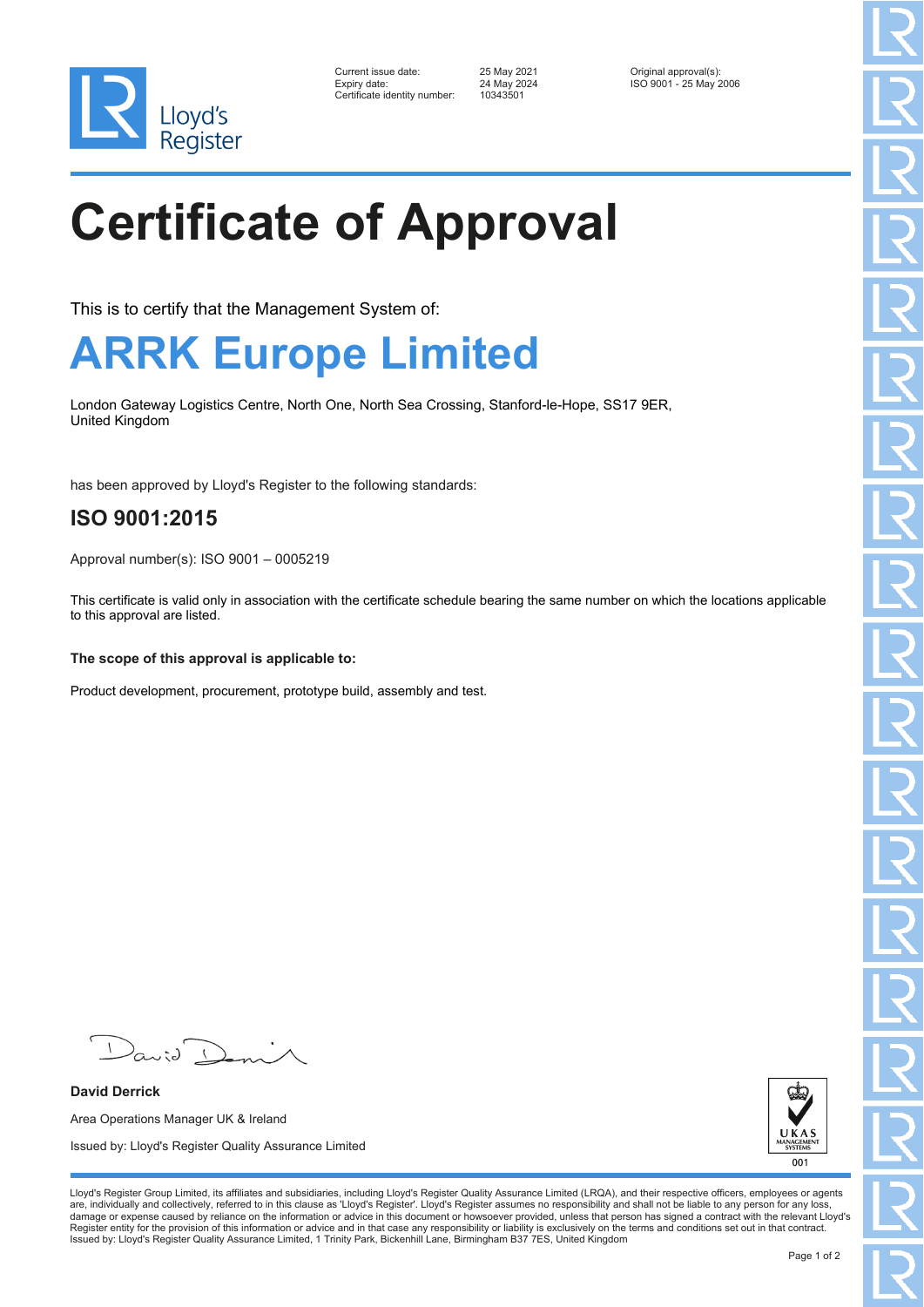Lloyd's Register

Current issue date: 25 May 2021
Expiry date: 24 May 2024
Certificate identity number: 10343501

Original approval(s):
ISO 9001 - 25 May 2006

# Certificate of Approval

This is to certify that the Management System of:

## ARRK Europe Limited

London Gateway Logistics Centre, North One, North Sea Crossing, Stanford-le-Hope, SS17 9ER, United Kingdom

has been approved by Lloyd's Register to the following standards:

### ISO 9001:2015

Approval number(s): ISO 9001 – 0005219

This certificate is valid only in association with the certificate schedule bearing the same number on which the locations applicable to this approval are listed.

**The scope of this approval is applicable to:**

Product development, procurement, prototype build, assembly and test.

**David Derrick**

Area Operations Manager UK & Ireland

Issued by: Lloyd's Register Quality Assurance Limited

UKAS MANAGEMENT SYSTEMS 001

Lloyd's Register Group Limited, its affiliates and subsidiaries, including Lloyd's Register Quality Assurance Limited (LRQA), and their respective officers, employees or agents are, individually and collectively, referred to in this clause as 'Lloyd's Register'. Lloyd's Register assumes no responsibility and shall not be liable to any person for any loss, damage or expense caused by reliance on the information or advice in this document or howsoever provided, unless that person has signed a contract with the relevant Lloyd's Register entity for the provision of this information or advice and in that case any responsibility or liability is exclusively on the terms and conditions set out in that contract.
Issued by: Lloyd's Register Quality Assurance Limited, 1 Trinity Park, Bickenhill Lane, Birmingham B37 7ES, United Kingdom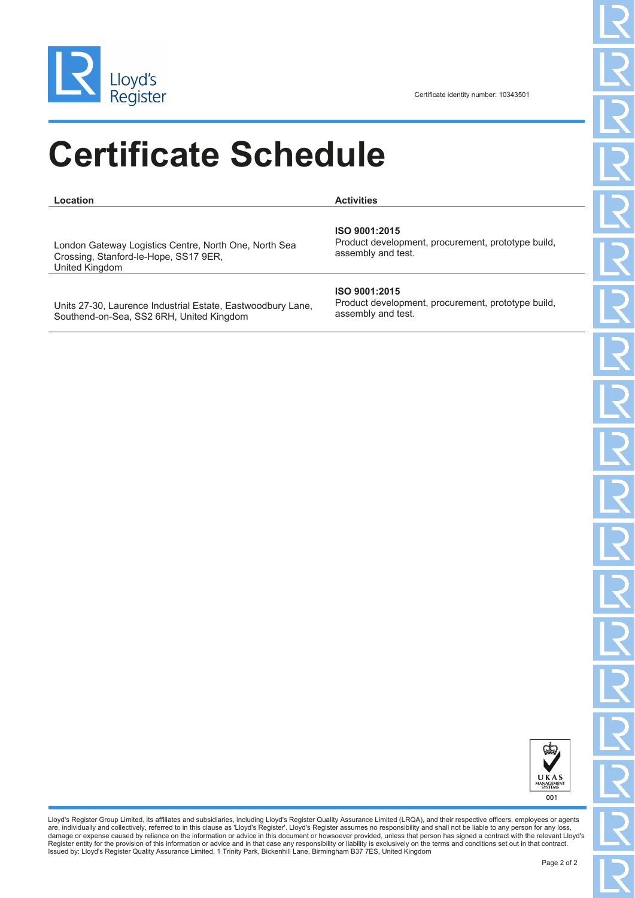Lloyd's Register

Certificate identity number: 10343501

# Certificate Schedule

| Location | Activities |
|---|---|
| London Gateway Logistics Centre, North One, North Sea Crossing, Stanford-le-Hope, SS17 9ER, United Kingdom | **ISO 9001:2015** Product development, procurement, prototype build, assembly and test. |
| Units 27-30, Laurence Industrial Estate, Eastwoodbury Lane, Southend-on-Sea, SS2 6RH, United Kingdom | **ISO 9001:2015** Product development, procurement, prototype build, assembly and test. |

UKAS MANAGEMENT SYSTEMS 001

Lloyd's Register Group Limited, its affiliates and subsidiaries, including Lloyd's Register Quality Assurance Limited (LRQA), and their respective officers, employees or agents are, individually and collectively, referred to in this clause as 'Lloyd's Register'. Lloyd's Register assumes no responsibility and shall not be liable to any person for any loss, damage or expense caused by reliance on the information or advice in this document or howsoever provided, unless that person has signed a contract with the relevant Lloyd's Register entity for the provision of this information or advice and in that case any responsibility or liability is exclusively on the terms and conditions set out in that contract.
Issued by: Lloyd's Register Quality Assurance Limited, 1 Trinity Park, Bickenhill Lane, Birmingham B37 7ES, United Kingdom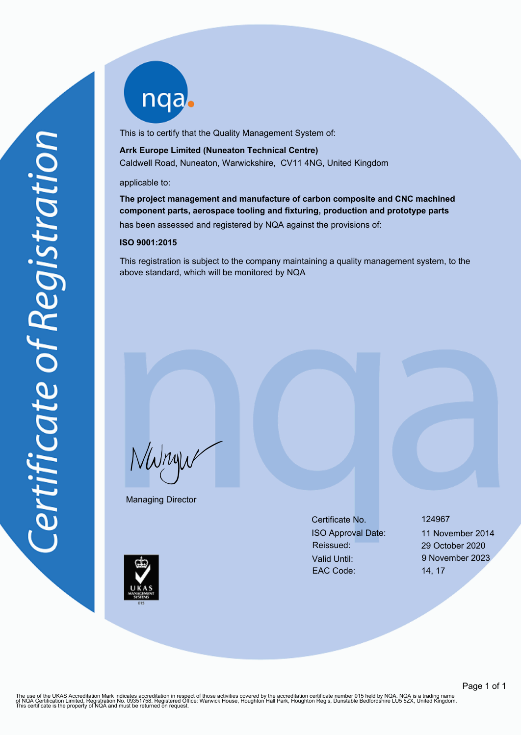# Certificate of Registration

nqa

This is to certify that the Quality Management System of:

**Arrk Europe Limited (Nuneaton Technical Centre)**
Caldwell Road, Nuneaton, Warwickshire, CV11 4NG, United Kingdom

applicable to:

**The project management and manufacture of carbon composite and CNC machined component parts, aerospace tooling and fixturing, production and prototype parts**

has been assessed and registered by NQA against the provisions of:

**ISO 9001:2015**

This registration is subject to the company maintaining a quality management system, to the above standard, which will be monitored by NQA

Managing Director

| | |
|---|---|
| Certificate No. | 124967 |
| ISO Approval Date: | 11 November 2014 |
| Reissued: | 29 October 2020 |
| Valid Until: | 9 November 2023 |
| EAC Code: | 14, 17 |

UKAS MANAGEMENT SYSTEMS 015

The use of the UKAS Accreditation Mark indicates accreditation in respect of those activities covered by the accreditation certificate number 015 held by NQA. NQA is a trading name of NQA Certification Limited, Registration No. 09351758. Registered Office: Warwick House, Houghton Hall Park, Houghton Regis, Dunstable Bedfordshire LU5 5ZX, United Kingdom. This certificate is the property of NQA and must be returned on request.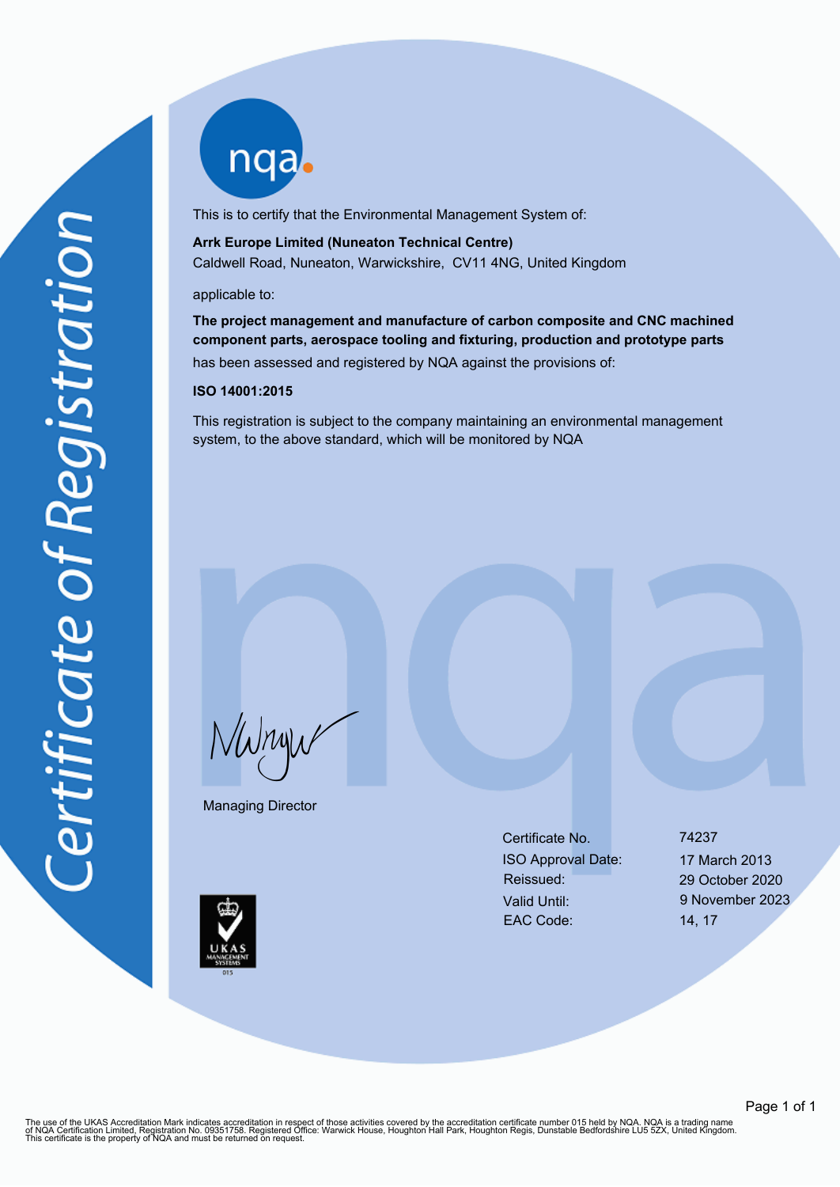# Certificate of Registration

This is to certify that the Environmental Management System of:

**Arrk Europe Limited (Nuneaton Technical Centre)**
Caldwell Road, Nuneaton, Warwickshire, CV11 4NG, United Kingdom

applicable to:

**The project management and manufacture of carbon composite and CNC machined component parts, aerospace tooling and fixturing, production and prototype parts**

has been assessed and registered by NQA against the provisions of:

**ISO 14001:2015**

This registration is subject to the company maintaining an environmental management system, to the above standard, which will be monitored by NQA

Managing Director

| | |
|---|---|
| Certificate No. | 74237 |
| ISO Approval Date: | 17 March 2013 |
| Reissued: | 29 October 2020 |
| Valid Until: | 9 November 2023 |
| EAC Code: | 14, 17 |

UKAS MANAGEMENT SYSTEMS 015

The use of the UKAS Accreditation Mark indicates accreditation in respect of those activities covered by the accreditation certificate number 015 held by NQA. NQA is a trading name of NQA Certification Limited, Registration No. 09351758. Registered Office: Warwick House, Houghton Hall Park, Houghton Regis, Dunstable Bedfordshire LU5 5ZX, United Kingdom. This certificate is the property of NQA and must be returned on request.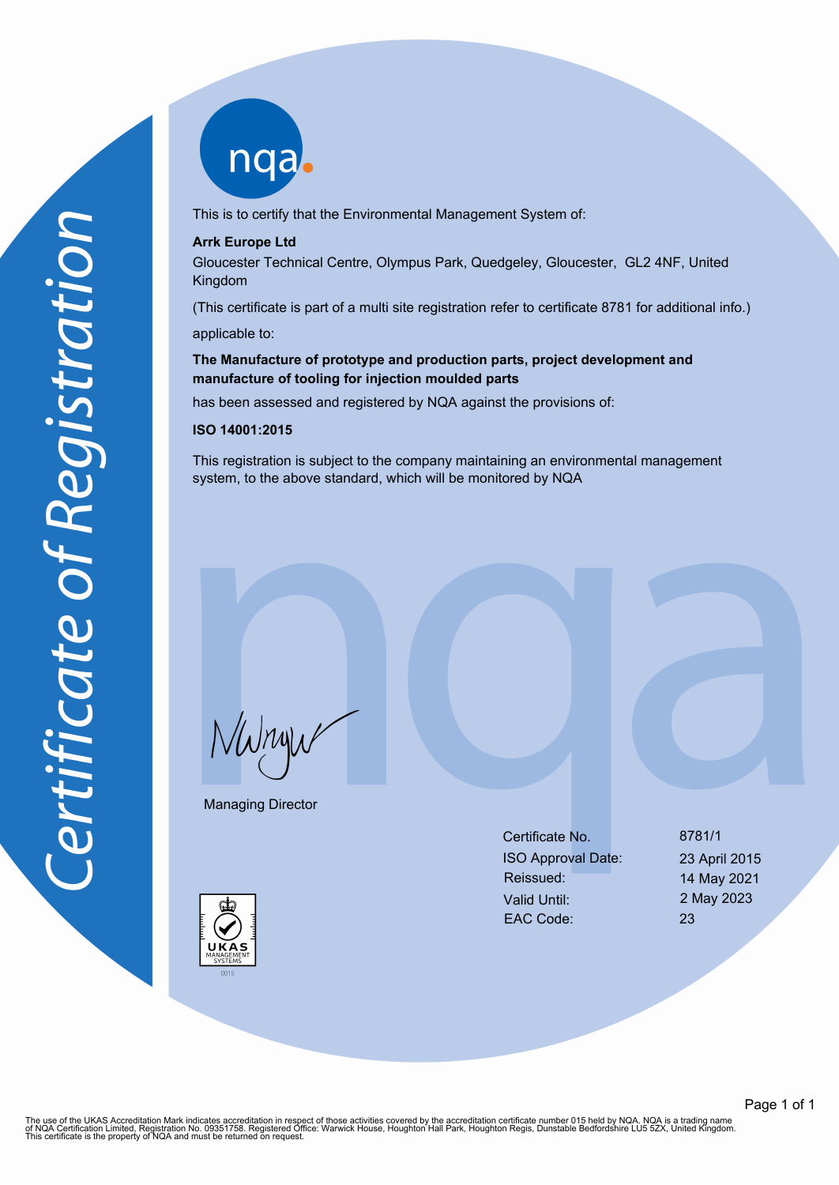*Certificate of Registration*

nqa

This is to certify that the Environmental Management System of:

**Arrk Europe Ltd**

Gloucester Technical Centre, Olympus Park, Quedgeley, Gloucester, GL2 4NF, United Kingdom

(This certificate is part of a multi site registration refer to certificate 8781 for additional info.)

applicable to:

**The Manufacture of prototype and production parts, project development and manufacture of tooling for injection moulded parts**

has been assessed and registered by NQA against the provisions of:

**ISO 14001:2015**

This registration is subject to the company maintaining an environmental management system, to the above standard, which will be monitored by NQA

Managing Director

| | |
|---|---|
| Certificate No. | 8781/1 |
| ISO Approval Date: | 23 April 2015 |
| Reissued: | 14 May 2021 |
| Valid Until: | 2 May 2023 |
| EAC Code: | 23 |

UKAS MANAGEMENT SYSTEMS 0015

The use of the UKAS Accreditation Mark indicates accreditation in respect of those activities covered by the accreditation certificate number 015 held by NQA. NQA is a trading name of NQA Certification Limited, Registration No. 09351758. Registered Office: Warwick House, Houghton Hall Park, Houghton Regis, Dunstable Bedfordshire LU5 5ZX, United Kingdom. This certificate is the property of NQA and must be returned on request.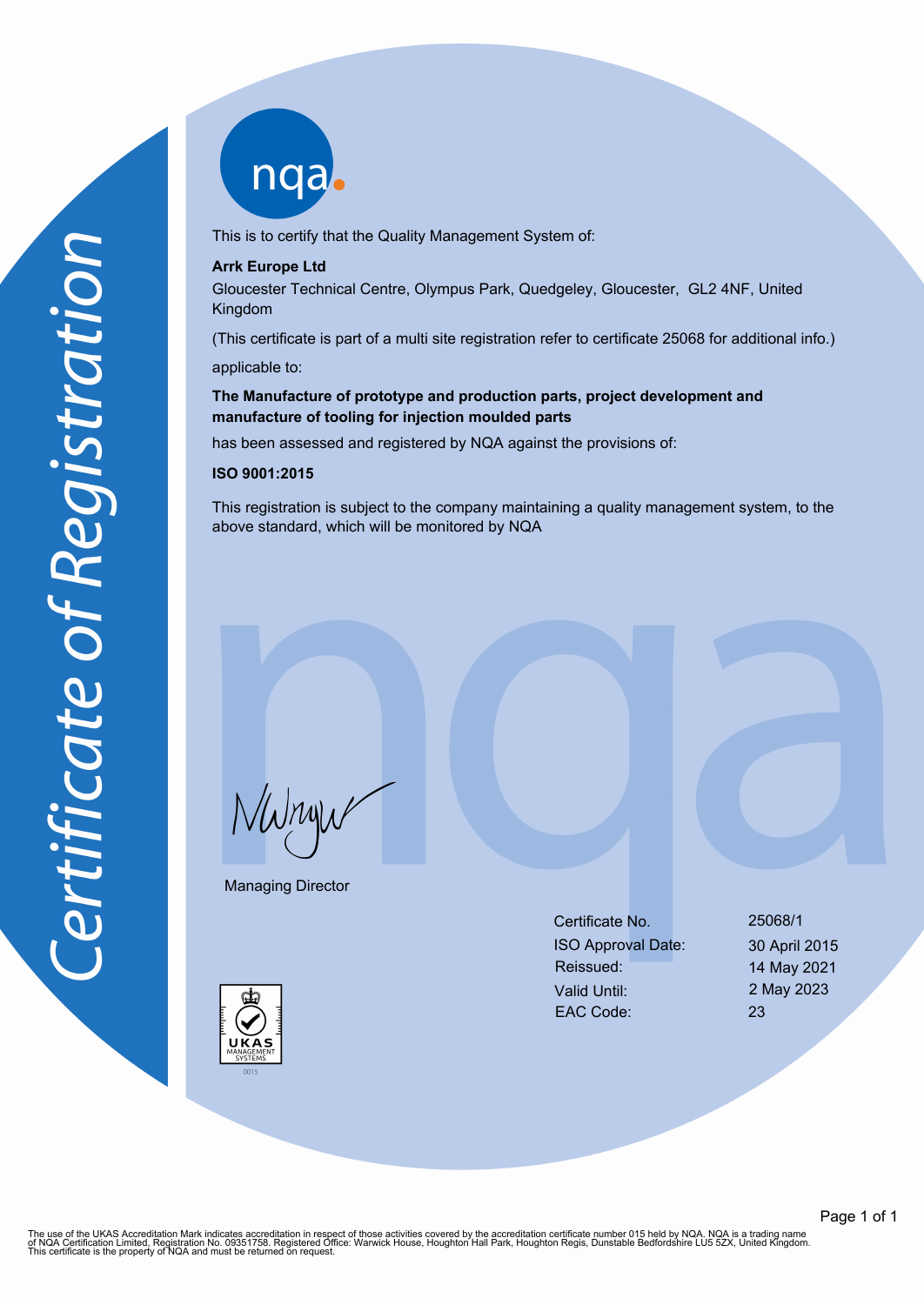# Certificate of Registration

nqa

This is to certify that the Quality Management System of:

**Arrk Europe Ltd**

Gloucester Technical Centre, Olympus Park, Quedgeley, Gloucester, GL2 4NF, United Kingdom

(This certificate is part of a multi site registration refer to certificate 25068 for additional info.)

applicable to:

**The Manufacture of prototype and production parts, project development and manufacture of tooling for injection moulded parts**

has been assessed and registered by NQA against the provisions of:

**ISO 9001:2015**

This registration is subject to the company maintaining a quality management system, to the above standard, which will be monitored by NQA

Managing Director

| | |
|---|---|
| Certificate No. | 25068/1 |
| ISO Approval Date: | 30 April 2015 |
| Reissued: | 14 May 2021 |
| Valid Until: | 2 May 2023 |
| EAC Code: | 23 |

UKAS MANAGEMENT SYSTEMS
0015

The use of the UKAS Accreditation Mark indicates accreditation in respect of those activities covered by the accreditation certificate number 015 held by NQA. NQA is a trading name of NQA Certification Limited, Registration No. 09351758. Registered Office: Warwick House, Houghton Hall Park, Houghton Regis, Dunstable Bedfordshire LU5 5ZX, United Kingdom. This certificate is the property of NQA and must be returned on request.